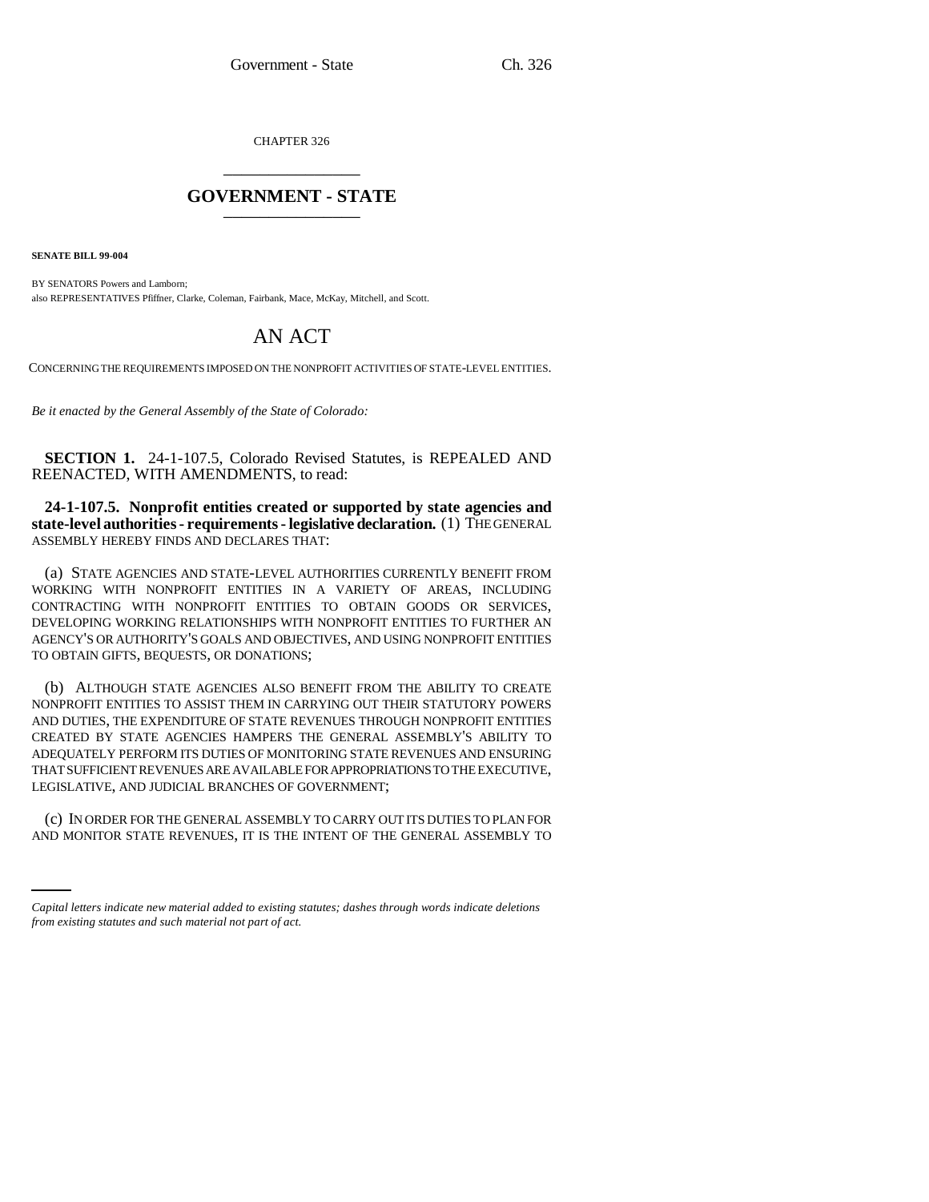CHAPTER 326

# GOVERNMENT - STATE

**SENATE BILL 99-004**

BY SENATORS Powers and Lamborn;
also REPRESENTATIVES Pfiffner, Clarke, Coleman, Fairbank, Mace, McKay, Mitchell, and Scott.

# AN ACT

CONCERNING THE REQUIREMENTS IMPOSED ON THE NONPROFIT ACTIVITIES OF STATE-LEVEL ENTITIES.

*Be it enacted by the General Assembly of the State of Colorado:*

**SECTION 1.** 24-1-107.5, Colorado Revised Statutes, is REPEALED AND REENACTED, WITH AMENDMENTS, to read:

**24-1-107.5. Nonprofit entities created or supported by state agencies and state-level authorities - requirements - legislative declaration.** (1) THE GENERAL ASSEMBLY HEREBY FINDS AND DECLARES THAT:

(a) STATE AGENCIES AND STATE-LEVEL AUTHORITIES CURRENTLY BENEFIT FROM WORKING WITH NONPROFIT ENTITIES IN A VARIETY OF AREAS, INCLUDING CONTRACTING WITH NONPROFIT ENTITIES TO OBTAIN GOODS OR SERVICES, DEVELOPING WORKING RELATIONSHIPS WITH NONPROFIT ENTITIES TO FURTHER AN AGENCY'S OR AUTHORITY'S GOALS AND OBJECTIVES, AND USING NONPROFIT ENTITIES TO OBTAIN GIFTS, BEQUESTS, OR DONATIONS;

(b) ALTHOUGH STATE AGENCIES ALSO BENEFIT FROM THE ABILITY TO CREATE NONPROFIT ENTITIES TO ASSIST THEM IN CARRYING OUT THEIR STATUTORY POWERS AND DUTIES, THE EXPENDITURE OF STATE REVENUES THROUGH NONPROFIT ENTITIES CREATED BY STATE AGENCIES HAMPERS THE GENERAL ASSEMBLY'S ABILITY TO ADEQUATELY PERFORM ITS DUTIES OF MONITORING STATE REVENUES AND ENSURING THAT SUFFICIENT REVENUES ARE AVAILABLE FOR APPROPRIATIONS TO THE EXECUTIVE, LEGISLATIVE, AND JUDICIAL BRANCHES OF GOVERNMENT;

(c) IN ORDER FOR THE GENERAL ASSEMBLY TO CARRY OUT ITS DUTIES TO PLAN FOR AND MONITOR STATE REVENUES, IT IS THE INTENT OF THE GENERAL ASSEMBLY TO

*Capital letters indicate new material added to existing statutes; dashes through words indicate deletions from existing statutes and such material not part of act.*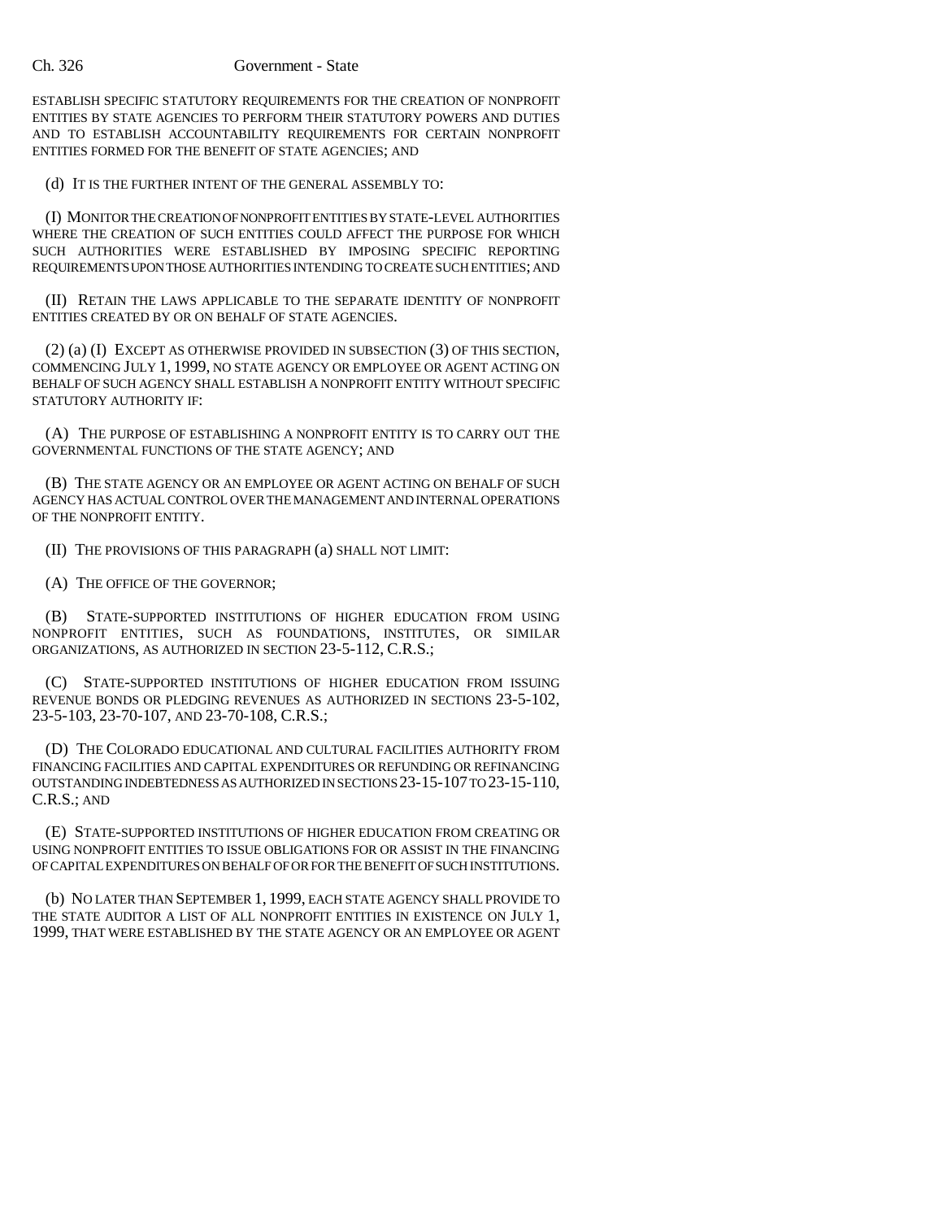ESTABLISH SPECIFIC STATUTORY REQUIREMENTS FOR THE CREATION OF NONPROFIT ENTITIES BY STATE AGENCIES TO PERFORM THEIR STATUTORY POWERS AND DUTIES AND TO ESTABLISH ACCOUNTABILITY REQUIREMENTS FOR CERTAIN NONPROFIT ENTITIES FORMED FOR THE BENEFIT OF STATE AGENCIES; AND

(d) IT IS THE FURTHER INTENT OF THE GENERAL ASSEMBLY TO:

(I) MONITOR THE CREATION OF NONPROFIT ENTITIES BY STATE-LEVEL AUTHORITIES WHERE THE CREATION OF SUCH ENTITIES COULD AFFECT THE PURPOSE FOR WHICH SUCH AUTHORITIES WERE ESTABLISHED BY IMPOSING SPECIFIC REPORTING REQUIREMENTS UPON THOSE AUTHORITIES INTENDING TO CREATE SUCH ENTITIES; AND

(II) RETAIN THE LAWS APPLICABLE TO THE SEPARATE IDENTITY OF NONPROFIT ENTITIES CREATED BY OR ON BEHALF OF STATE AGENCIES.

(2) (a) (I) EXCEPT AS OTHERWISE PROVIDED IN SUBSECTION (3) OF THIS SECTION, COMMENCING JULY 1, 1999, NO STATE AGENCY OR EMPLOYEE OR AGENT ACTING ON BEHALF OF SUCH AGENCY SHALL ESTABLISH A NONPROFIT ENTITY WITHOUT SPECIFIC STATUTORY AUTHORITY IF:

(A) THE PURPOSE OF ESTABLISHING A NONPROFIT ENTITY IS TO CARRY OUT THE GOVERNMENTAL FUNCTIONS OF THE STATE AGENCY; AND

(B) THE STATE AGENCY OR AN EMPLOYEE OR AGENT ACTING ON BEHALF OF SUCH AGENCY HAS ACTUAL CONTROL OVER THE MANAGEMENT AND INTERNAL OPERATIONS OF THE NONPROFIT ENTITY.

(II) THE PROVISIONS OF THIS PARAGRAPH (a) SHALL NOT LIMIT:

(A) THE OFFICE OF THE GOVERNOR;

(B) STATE-SUPPORTED INSTITUTIONS OF HIGHER EDUCATION FROM USING NONPROFIT ENTITIES, SUCH AS FOUNDATIONS, INSTITUTES, OR SIMILAR ORGANIZATIONS, AS AUTHORIZED IN SECTION 23-5-112, C.R.S.;

(C) STATE-SUPPORTED INSTITUTIONS OF HIGHER EDUCATION FROM ISSUING REVENUE BONDS OR PLEDGING REVENUES AS AUTHORIZED IN SECTIONS 23-5-102, 23-5-103, 23-70-107, AND 23-70-108, C.R.S.;

(D) THE COLORADO EDUCATIONAL AND CULTURAL FACILITIES AUTHORITY FROM FINANCING FACILITIES AND CAPITAL EXPENDITURES OR REFUNDING OR REFINANCING OUTSTANDING INDEBTEDNESS AS AUTHORIZED IN SECTIONS 23-15-107 TO 23-15-110, C.R.S.; AND

(E) STATE-SUPPORTED INSTITUTIONS OF HIGHER EDUCATION FROM CREATING OR USING NONPROFIT ENTITIES TO ISSUE OBLIGATIONS FOR OR ASSIST IN THE FINANCING OF CAPITAL EXPENDITURES ON BEHALF OF OR FOR THE BENEFIT OF SUCH INSTITUTIONS.

(b) NO LATER THAN SEPTEMBER 1, 1999, EACH STATE AGENCY SHALL PROVIDE TO THE STATE AUDITOR A LIST OF ALL NONPROFIT ENTITIES IN EXISTENCE ON JULY 1, 1999, THAT WERE ESTABLISHED BY THE STATE AGENCY OR AN EMPLOYEE OR AGENT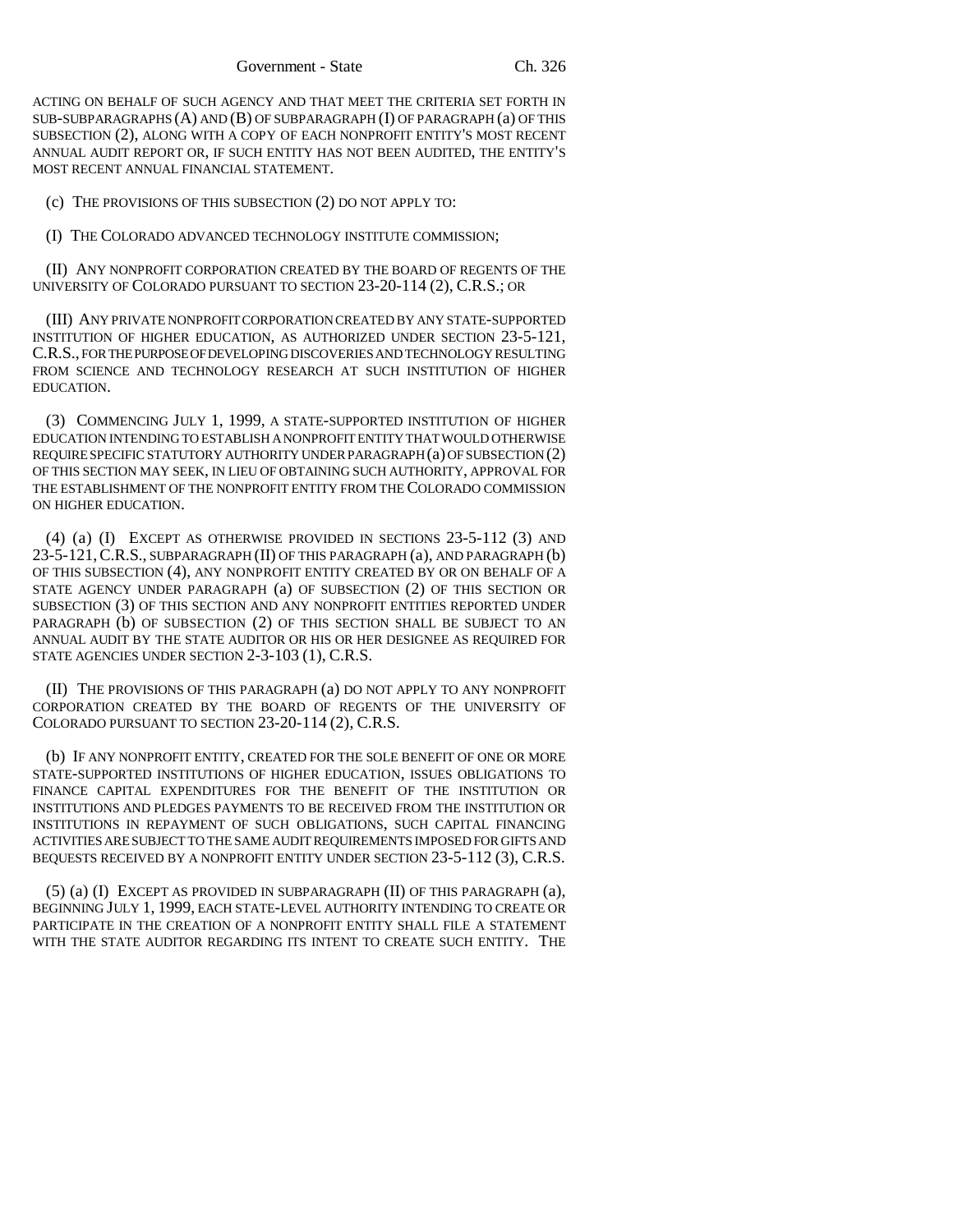ACTING ON BEHALF OF SUCH AGENCY AND THAT MEET THE CRITERIA SET FORTH IN SUB-SUBPARAGRAPHS (A) AND (B) OF SUBPARAGRAPH (I) OF PARAGRAPH (a) OF THIS SUBSECTION (2), ALONG WITH A COPY OF EACH NONPROFIT ENTITY'S MOST RECENT ANNUAL AUDIT REPORT OR, IF SUCH ENTITY HAS NOT BEEN AUDITED, THE ENTITY'S MOST RECENT ANNUAL FINANCIAL STATEMENT.

(c) THE PROVISIONS OF THIS SUBSECTION (2) DO NOT APPLY TO:

(I) THE COLORADO ADVANCED TECHNOLOGY INSTITUTE COMMISSION;

(II) ANY NONPROFIT CORPORATION CREATED BY THE BOARD OF REGENTS OF THE UNIVERSITY OF COLORADO PURSUANT TO SECTION 23-20-114 (2), C.R.S.; OR

(III) ANY PRIVATE NONPROFIT CORPORATION CREATED BY ANY STATE-SUPPORTED INSTITUTION OF HIGHER EDUCATION, AS AUTHORIZED UNDER SECTION 23-5-121, C.R.S., FOR THE PURPOSE OF DEVELOPING DISCOVERIES AND TECHNOLOGY RESULTING FROM SCIENCE AND TECHNOLOGY RESEARCH AT SUCH INSTITUTION OF HIGHER EDUCATION.

(3) COMMENCING JULY 1, 1999, A STATE-SUPPORTED INSTITUTION OF HIGHER EDUCATION INTENDING TO ESTABLISH A NONPROFIT ENTITY THAT WOULD OTHERWISE REQUIRE SPECIFIC STATUTORY AUTHORITY UNDER PARAGRAPH (a) OF SUBSECTION (2) OF THIS SECTION MAY SEEK, IN LIEU OF OBTAINING SUCH AUTHORITY, APPROVAL FOR THE ESTABLISHMENT OF THE NONPROFIT ENTITY FROM THE COLORADO COMMISSION ON HIGHER EDUCATION.

(4) (a) (I) EXCEPT AS OTHERWISE PROVIDED IN SECTIONS 23-5-112 (3) AND 23-5-121, C.R.S., SUBPARAGRAPH (II) OF THIS PARAGRAPH (a), AND PARAGRAPH (b) OF THIS SUBSECTION (4), ANY NONPROFIT ENTITY CREATED BY OR ON BEHALF OF A STATE AGENCY UNDER PARAGRAPH (a) OF SUBSECTION (2) OF THIS SECTION OR SUBSECTION (3) OF THIS SECTION AND ANY NONPROFIT ENTITIES REPORTED UNDER PARAGRAPH (b) OF SUBSECTION (2) OF THIS SECTION SHALL BE SUBJECT TO AN ANNUAL AUDIT BY THE STATE AUDITOR OR HIS OR HER DESIGNEE AS REQUIRED FOR STATE AGENCIES UNDER SECTION 2-3-103 (1), C.R.S.

(II) THE PROVISIONS OF THIS PARAGRAPH (a) DO NOT APPLY TO ANY NONPROFIT CORPORATION CREATED BY THE BOARD OF REGENTS OF THE UNIVERSITY OF COLORADO PURSUANT TO SECTION 23-20-114 (2), C.R.S.

(b) IF ANY NONPROFIT ENTITY, CREATED FOR THE SOLE BENEFIT OF ONE OR MORE STATE-SUPPORTED INSTITUTIONS OF HIGHER EDUCATION, ISSUES OBLIGATIONS TO FINANCE CAPITAL EXPENDITURES FOR THE BENEFIT OF THE INSTITUTION OR INSTITUTIONS AND PLEDGES PAYMENTS TO BE RECEIVED FROM THE INSTITUTION OR INSTITUTIONS IN REPAYMENT OF SUCH OBLIGATIONS, SUCH CAPITAL FINANCING ACTIVITIES ARE SUBJECT TO THE SAME AUDIT REQUIREMENTS IMPOSED FOR GIFTS AND BEQUESTS RECEIVED BY A NONPROFIT ENTITY UNDER SECTION 23-5-112 (3), C.R.S.

(5) (a) (I) EXCEPT AS PROVIDED IN SUBPARAGRAPH (II) OF THIS PARAGRAPH (a), BEGINNING JULY 1, 1999, EACH STATE-LEVEL AUTHORITY INTENDING TO CREATE OR PARTICIPATE IN THE CREATION OF A NONPROFIT ENTITY SHALL FILE A STATEMENT WITH THE STATE AUDITOR REGARDING ITS INTENT TO CREATE SUCH ENTITY. THE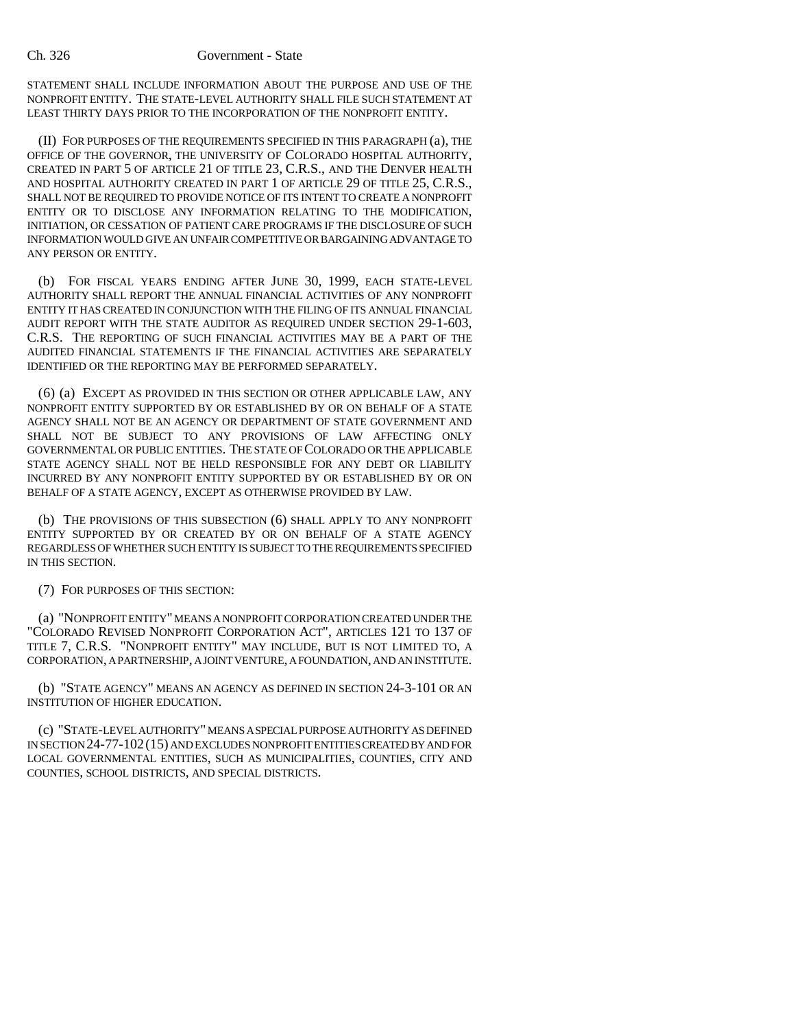STATEMENT SHALL INCLUDE INFORMATION ABOUT THE PURPOSE AND USE OF THE NONPROFIT ENTITY. THE STATE-LEVEL AUTHORITY SHALL FILE SUCH STATEMENT AT LEAST THIRTY DAYS PRIOR TO THE INCORPORATION OF THE NONPROFIT ENTITY.

(II) FOR PURPOSES OF THE REQUIREMENTS SPECIFIED IN THIS PARAGRAPH (a), THE OFFICE OF THE GOVERNOR, THE UNIVERSITY OF COLORADO HOSPITAL AUTHORITY, CREATED IN PART 5 OF ARTICLE 21 OF TITLE 23, C.R.S., AND THE DENVER HEALTH AND HOSPITAL AUTHORITY CREATED IN PART 1 OF ARTICLE 29 OF TITLE 25, C.R.S., SHALL NOT BE REQUIRED TO PROVIDE NOTICE OF ITS INTENT TO CREATE A NONPROFIT ENTITY OR TO DISCLOSE ANY INFORMATION RELATING TO THE MODIFICATION, INITIATION, OR CESSATION OF PATIENT CARE PROGRAMS IF THE DISCLOSURE OF SUCH INFORMATION WOULD GIVE AN UNFAIR COMPETITIVE OR BARGAINING ADVANTAGE TO ANY PERSON OR ENTITY.

(b) FOR FISCAL YEARS ENDING AFTER JUNE 30, 1999, EACH STATE-LEVEL AUTHORITY SHALL REPORT THE ANNUAL FINANCIAL ACTIVITIES OF ANY NONPROFIT ENTITY IT HAS CREATED IN CONJUNCTION WITH THE FILING OF ITS ANNUAL FINANCIAL AUDIT REPORT WITH THE STATE AUDITOR AS REQUIRED UNDER SECTION 29-1-603, C.R.S. THE REPORTING OF SUCH FINANCIAL ACTIVITIES MAY BE A PART OF THE AUDITED FINANCIAL STATEMENTS IF THE FINANCIAL ACTIVITIES ARE SEPARATELY IDENTIFIED OR THE REPORTING MAY BE PERFORMED SEPARATELY.

(6) (a) EXCEPT AS PROVIDED IN THIS SECTION OR OTHER APPLICABLE LAW, ANY NONPROFIT ENTITY SUPPORTED BY OR ESTABLISHED BY OR ON BEHALF OF A STATE AGENCY SHALL NOT BE AN AGENCY OR DEPARTMENT OF STATE GOVERNMENT AND SHALL NOT BE SUBJECT TO ANY PROVISIONS OF LAW AFFECTING ONLY GOVERNMENTAL OR PUBLIC ENTITIES. THE STATE OF COLORADO OR THE APPLICABLE STATE AGENCY SHALL NOT BE HELD RESPONSIBLE FOR ANY DEBT OR LIABILITY INCURRED BY ANY NONPROFIT ENTITY SUPPORTED BY OR ESTABLISHED BY OR ON BEHALF OF A STATE AGENCY, EXCEPT AS OTHERWISE PROVIDED BY LAW.

(b) THE PROVISIONS OF THIS SUBSECTION (6) SHALL APPLY TO ANY NONPROFIT ENTITY SUPPORTED BY OR CREATED BY OR ON BEHALF OF A STATE AGENCY REGARDLESS OF WHETHER SUCH ENTITY IS SUBJECT TO THE REQUIREMENTS SPECIFIED IN THIS SECTION.

(7) FOR PURPOSES OF THIS SECTION:

(a) "NONPROFIT ENTITY" MEANS A NONPROFIT CORPORATION CREATED UNDER THE "COLORADO REVISED NONPROFIT CORPORATION ACT", ARTICLES 121 TO 137 OF TITLE 7, C.R.S. "NONPROFIT ENTITY" MAY INCLUDE, BUT IS NOT LIMITED TO, A CORPORATION, A PARTNERSHIP, A JOINT VENTURE, A FOUNDATION, AND AN INSTITUTE.

(b) "STATE AGENCY" MEANS AN AGENCY AS DEFINED IN SECTION 24-3-101 OR AN INSTITUTION OF HIGHER EDUCATION.

(c) "STATE-LEVEL AUTHORITY" MEANS A SPECIAL PURPOSE AUTHORITY AS DEFINED IN SECTION 24-77-102 (15) AND EXCLUDES NONPROFIT ENTITIES CREATED BY AND FOR LOCAL GOVERNMENTAL ENTITIES, SUCH AS MUNICIPALITIES, COUNTIES, CITY AND COUNTIES, SCHOOL DISTRICTS, AND SPECIAL DISTRICTS.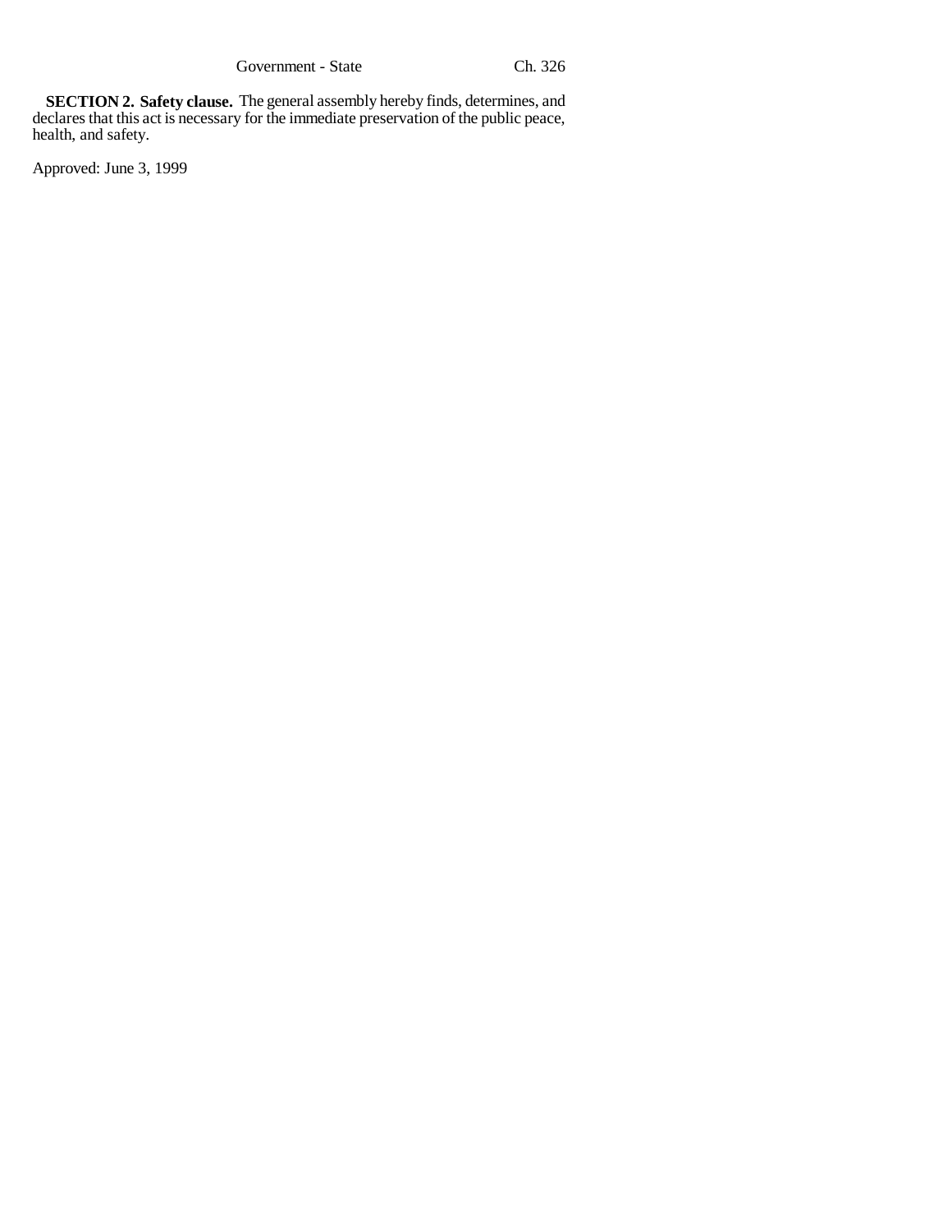**SECTION 2. Safety clause.** The general assembly hereby finds, determines, and declares that this act is necessary for the immediate preservation of the public peace, health, and safety.

Approved: June 3, 1999